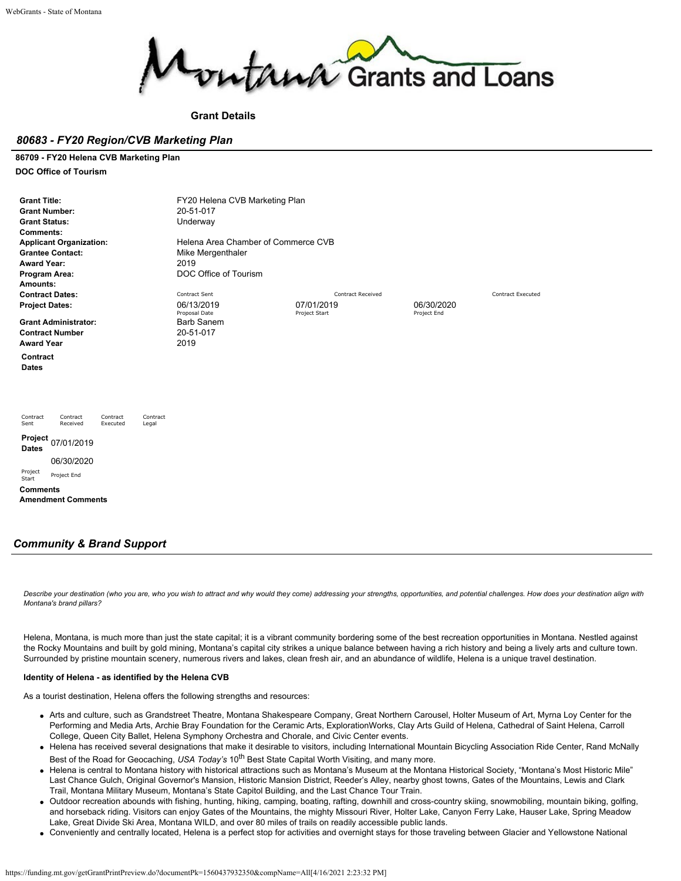**Grant Details**

## *80683 - FY20 Region/CVB Marketing Plan*

**86709 - FY20 Helena CVB Marketing Plan**

**DOC Office of Tourism**

| | | | | |
|---|---|---|---|---|
| **Grant Title:** | FY20 Helena CVB Marketing Plan | | | |
| **Grant Number:** | 20-51-017 | | | |
| **Grant Status:** | Underway | | | |
| **Comments:** | | | | |
| **Applicant Organization:** | Helena Area Chamber of Commerce CVB | | | |
| **Grantee Contact:** | Mike Mergenthaler | | | |
| **Award Year:** | 2019 | | | |
| **Program Area:** | DOC Office of Tourism | | | |
| **Amounts:** | | | | |
| **Contract Dates:** | Contract Sent | Contract Received | | Contract Executed |
| **Project Dates:** | 06/13/2019 (Proposal Date) | 07/01/2019 (Project Start) | 06/30/2020 (Project End) | |
| **Grant Administrator:** | Barb Sanem | | | |
| **Contract Number** | 20-51-017 | | | |
| **Award Year** | 2019 | | | |

**Contract Dates**

Contract Sent | Contract Received | Contract Executed | Contract Legal

**Project Dates** 07/01/2019 (Project Start) 06/30/2020 (Project End)

**Comments**

**Amendment Comments**

## *Community & Brand Support*

*Describe your destination (who you are, who you wish to attract and why would they come) addressing your strengths, opportunities, and potential challenges. How does your destination align with Montana's brand pillars?*

Helena, Montana, is much more than just the state capital; it is a vibrant community bordering some of the best recreation opportunities in Montana. Nestled against the Rocky Mountains and built by gold mining, Montana's capital city strikes a unique balance between having a rich history and being a lively arts and culture town. Surrounded by pristine mountain scenery, numerous rivers and lakes, clean fresh air, and an abundance of wildlife, Helena is a unique travel destination.

**Identity of Helena - as identified by the Helena CVB**

As a tourist destination, Helena offers the following strengths and resources:

- Arts and culture, such as Grandstreet Theatre, Montana Shakespeare Company, Great Northern Carousel, Holter Museum of Art, Myrna Loy Center for the Performing and Media Arts, Archie Bray Foundation for the Ceramic Arts, ExplorationWorks, Clay Arts Guild of Helena, Cathedral of Saint Helena, Carroll College, Queen City Ballet, Helena Symphony Orchestra and Chorale, and Civic Center events.
- Helena has received several designations that make it desirable to visitors, including International Mountain Bicycling Association Ride Center, Rand McNally Best of the Road for Geocaching, *USA Today's* 10th Best State Capital Worth Visiting, and many more.
- Helena is central to Montana history with historical attractions such as Montana's Museum at the Montana Historical Society, "Montana's Most Historic Mile" Last Chance Gulch, Original Governor's Mansion, Historic Mansion District, Reeder's Alley, nearby ghost towns, Gates of the Mountains, Lewis and Clark Trail, Montana Military Museum, Montana's State Capitol Building, and the Last Chance Tour Train.
- Outdoor recreation abounds with fishing, hunting, hiking, camping, boating, rafting, downhill and cross-country skiing, snowmobiling, mountain biking, golfing, and horseback riding. Visitors can enjoy Gates of the Mountains, the mighty Missouri River, Holter Lake, Canyon Ferry Lake, Hauser Lake, Spring Meadow Lake, Great Divide Ski Area, Montana WILD, and over 80 miles of trails on readily accessible public lands.
- Conveniently and centrally located, Helena is a perfect stop for activities and overnight stays for those traveling between Glacier and Yellowstone National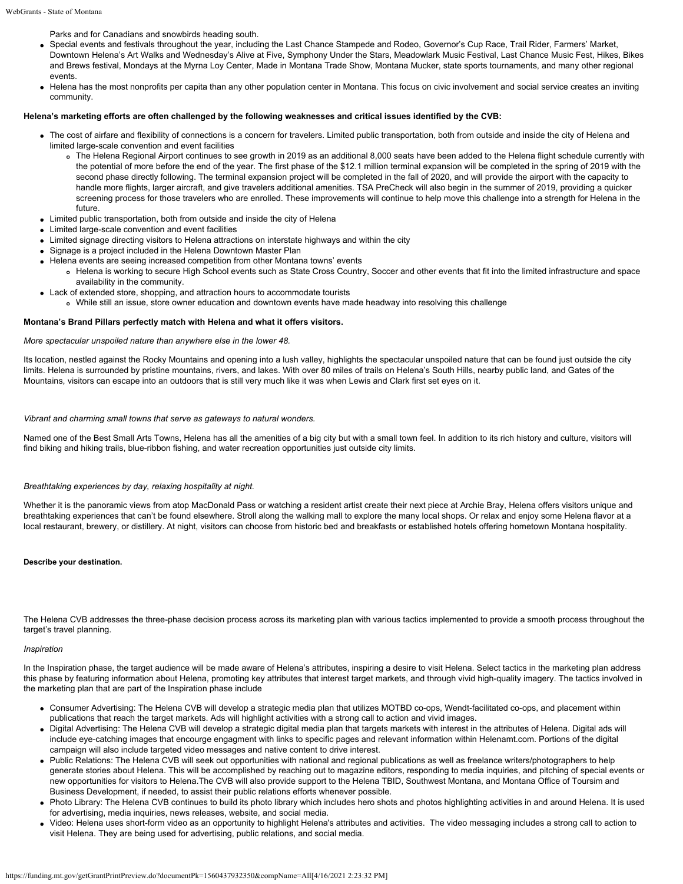Parks and for Canadians and snowbirds heading south.

- Special events and festivals throughout the year, including the Last Chance Stampede and Rodeo, Governor's Cup Race, Trail Rider, Farmers' Market, Downtown Helena's Art Walks and Wednesday's Alive at Five, Symphony Under the Stars, Meadowlark Music Festival, Last Chance Music Fest, Hikes, Bikes and Brews festival, Mondays at the Myrna Loy Center, Made in Montana Trade Show, Montana Mucker, state sports tournaments, and many other regional events.
- Helena has the most nonprofits per capita than any other population center in Montana. This focus on civic involvement and social service creates an inviting community.

**Helena's marketing efforts are often challenged by the following weaknesses and critical issues identified by the CVB:**

- The cost of airfare and flexibility of connections is a concern for travelers. Limited public transportation, both from outside and inside the city of Helena and limited large-scale convention and event facilities
  - The Helena Regional Airport continues to see growth in 2019 as an additional 8,000 seats have been added to the Helena flight schedule currently with the potential of more before the end of the year. The first phase of the $12.1 million terminal expansion will be completed in the spring of 2019 with the second phase directly following. The terminal expansion project will be completed in the fall of 2020, and will provide the airport with the capacity to handle more flights, larger aircraft, and give travelers additional amenities. TSA PreCheck will also begin in the summer of 2019, providing a quicker screening process for those travelers who are enrolled. These improvements will continue to help move this challenge into a strength for Helena in the future.
- Limited public transportation, both from outside and inside the city of Helena
- Limited large-scale convention and event facilities
- Limited signage directing visitors to Helena attractions on interstate highways and within the city
- Signage is a project included in the Helena Downtown Master Plan
- Helena events are seeing increased competition from other Montana towns' events
  - Helena is working to secure High School events such as State Cross Country, Soccer and other events that fit into the limited infrastructure and space availability in the community.
- Lack of extended store, shopping, and attraction hours to accommodate tourists
  - While still an issue, store owner education and downtown events have made headway into resolving this challenge

**Montana's Brand Pillars perfectly match with Helena and what it offers visitors.**

*More spectacular unspoiled nature than anywhere else in the lower 48.*

Its location, nestled against the Rocky Mountains and opening into a lush valley, highlights the spectacular unspoiled nature that can be found just outside the city limits. Helena is surrounded by pristine mountains, rivers, and lakes. With over 80 miles of trails on Helena's South Hills, nearby public land, and Gates of the Mountains, visitors can escape into an outdoors that is still very much like it was when Lewis and Clark first set eyes on it.

*Vibrant and charming small towns that serve as gateways to natural wonders.*

Named one of the Best Small Arts Towns, Helena has all the amenities of a big city but with a small town feel. In addition to its rich history and culture, visitors will find biking and hiking trails, blue-ribbon fishing, and water recreation opportunities just outside city limits.

*Breathtaking experiences by day, relaxing hospitality at night.*

Whether it is the panoramic views from atop MacDonald Pass or watching a resident artist create their next piece at Archie Bray, Helena offers visitors unique and breathtaking experiences that can't be found elsewhere. Stroll along the walking mall to explore the many local shops. Or relax and enjoy some Helena flavor at a local restaurant, brewery, or distillery. At night, visitors can choose from historic bed and breakfasts or established hotels offering hometown Montana hospitality.

**Describe your destination.**

The Helena CVB addresses the three-phase decision process across its marketing plan with various tactics implemented to provide a smooth process throughout the target's travel planning.

*Inspiration*

In the Inspiration phase, the target audience will be made aware of Helena's attributes, inspiring a desire to visit Helena. Select tactics in the marketing plan address this phase by featuring information about Helena, promoting key attributes that interest target markets, and through vivid high-quality imagery. The tactics involved in the marketing plan that are part of the Inspiration phase include

- Consumer Advertising: The Helena CVB will develop a strategic media plan that utilizes MOTBD co-ops, Wendt-facilitated co-ops, and placement within publications that reach the target markets. Ads will highlight activities with a strong call to action and vivid images.
- Digital Advertising: The Helena CVB will develop a strategic digital media plan that targets markets with interest in the attributes of Helena. Digital ads will include eye-catching images that encourge engagment with links to specific pages and relevant information within Helenamt.com. Portions of the digital campaign will also include targeted video messages and native content to drive interest.
- Public Relations: The Helena CVB will seek out opportunities with national and regional publications as well as freelance writers/photographers to help generate stories about Helena. This will be accomplished by reaching out to magazine editors, responding to media inquiries, and pitching of special events or new opportunities for visitors to Helena.The CVB will also provide support to the Helena TBID, Southwest Montana, and Montana Office of Toursim and Business Development, if needed, to assist their public relations efforts whenever possible.
- Photo Library: The Helena CVB continues to build its photo library which includes hero shots and photos highlighting activities in and around Helena. It is used for advertising, media inquiries, news releases, website, and social media.
- Video: Helena uses short-form video as an opportunity to highlight Helena's attributes and activities. The video messaging includes a strong call to action to visit Helena. They are being used for advertising, public relations, and social media.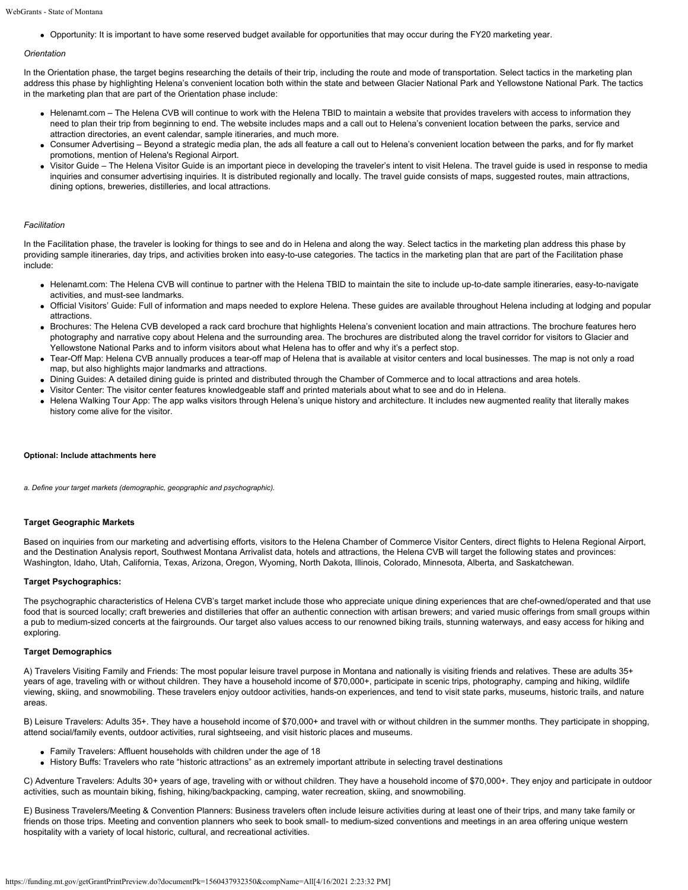- Opportunity: It is important to have some reserved budget available for opportunities that may occur during the FY20 marketing year.

*Orientation*

In the Orientation phase, the target begins researching the details of their trip, including the route and mode of transportation. Select tactics in the marketing plan address this phase by highlighting Helena's convenient location both within the state and between Glacier National Park and Yellowstone National Park. The tactics in the marketing plan that are part of the Orientation phase include:

- Helenamt.com – The Helena CVB will continue to work with the Helena TBID to maintain a website that provides travelers with access to information they need to plan their trip from beginning to end. The website includes maps and a call out to Helena's convenient location between the parks, service and attraction directories, an event calendar, sample itineraries, and much more.
- Consumer Advertising – Beyond a strategic media plan, the ads all feature a call out to Helena's convenient location between the parks, and for fly market promotions, mention of Helena's Regional Airport.
- Visitor Guide – The Helena Visitor Guide is an important piece in developing the traveler's intent to visit Helena. The travel guide is used in response to media inquiries and consumer advertising inquiries. It is distributed regionally and locally. The travel guide consists of maps, suggested routes, main attractions, dining options, breweries, distilleries, and local attractions.

*Facilitation*

In the Facilitation phase, the traveler is looking for things to see and do in Helena and along the way. Select tactics in the marketing plan address this phase by providing sample itineraries, day trips, and activities broken into easy-to-use categories. The tactics in the marketing plan that are part of the Facilitation phase include:

- Helenamt.com: The Helena CVB will continue to partner with the Helena TBID to maintain the site to include up-to-date sample itineraries, easy-to-navigate activities, and must-see landmarks.
- Official Visitors' Guide: Full of information and maps needed to explore Helena. These guides are available throughout Helena including at lodging and popular attractions.
- Brochures: The Helena CVB developed a rack card brochure that highlights Helena's convenient location and main attractions. The brochure features hero photography and narrative copy about Helena and the surrounding area. The brochures are distributed along the travel corridor for visitors to Glacier and Yellowstone National Parks and to inform visitors about what Helena has to offer and why it's a perfect stop.
- Tear-Off Map: Helena CVB annually produces a tear-off map of Helena that is available at visitor centers and local businesses. The map is not only a road map, but also highlights major landmarks and attractions.
- Dining Guides: A detailed dining guide is printed and distributed through the Chamber of Commerce and to local attractions and area hotels.
- Visitor Center: The visitor center features knowledgeable staff and printed materials about what to see and do in Helena.
- Helena Walking Tour App: The app walks visitors through Helena's unique history and architecture. It includes new augmented reality that literally makes history come alive for the visitor.

**Optional: Include attachments here**

*a. Define your target markets (demographic, geopgraphic and psychographic).*

**Target Geographic Markets**

Based on inquiries from our marketing and advertising efforts, visitors to the Helena Chamber of Commerce Visitor Centers, direct flights to Helena Regional Airport, and the Destination Analysis report, Southwest Montana Arrivalist data, hotels and attractions, the Helena CVB will target the following states and provinces: Washington, Idaho, Utah, California, Texas, Arizona, Oregon, Wyoming, North Dakota, Illinois, Colorado, Minnesota, Alberta, and Saskatchewan.

**Target Psychographics:**

The psychographic characteristics of Helena CVB's target market include those who appreciate unique dining experiences that are chef-owned/operated and that use food that is sourced locally; craft breweries and distilleries that offer an authentic connection with artisan brewers; and varied music offerings from small groups within a pub to medium-sized concerts at the fairgrounds. Our target also values access to our renowned biking trails, stunning waterways, and easy access for hiking and exploring.

**Target Demographics**

A) Travelers Visiting Family and Friends: The most popular leisure travel purpose in Montana and nationally is visiting friends and relatives. These are adults 35+ years of age, traveling with or without children. They have a household income of $70,000+, participate in scenic trips, photography, camping and hiking, wildlife viewing, skiing, and snowmobiling. These travelers enjoy outdoor activities, hands-on experiences, and tend to visit state parks, museums, historic trails, and nature areas.

B) Leisure Travelers: Adults 35+. They have a household income of $70,000+ and travel with or without children in the summer months. They participate in shopping, attend social/family events, outdoor activities, rural sightseeing, and visit historic places and museums.

- Family Travelers: Affluent households with children under the age of 18
- History Buffs: Travelers who rate "historic attractions" as an extremely important attribute in selecting travel destinations

C) Adventure Travelers: Adults 30+ years of age, traveling with or without children. They have a household income of $70,000+. They enjoy and participate in outdoor activities, such as mountain biking, fishing, hiking/backpacking, camping, water recreation, skiing, and snowmobiling.

E) Business Travelers/Meeting & Convention Planners: Business travelers often include leisure activities during at least one of their trips, and many take family or friends on those trips. Meeting and convention planners who seek to book small- to medium-sized conventions and meetings in an area offering unique western hospitality with a variety of local historic, cultural, and recreational activities.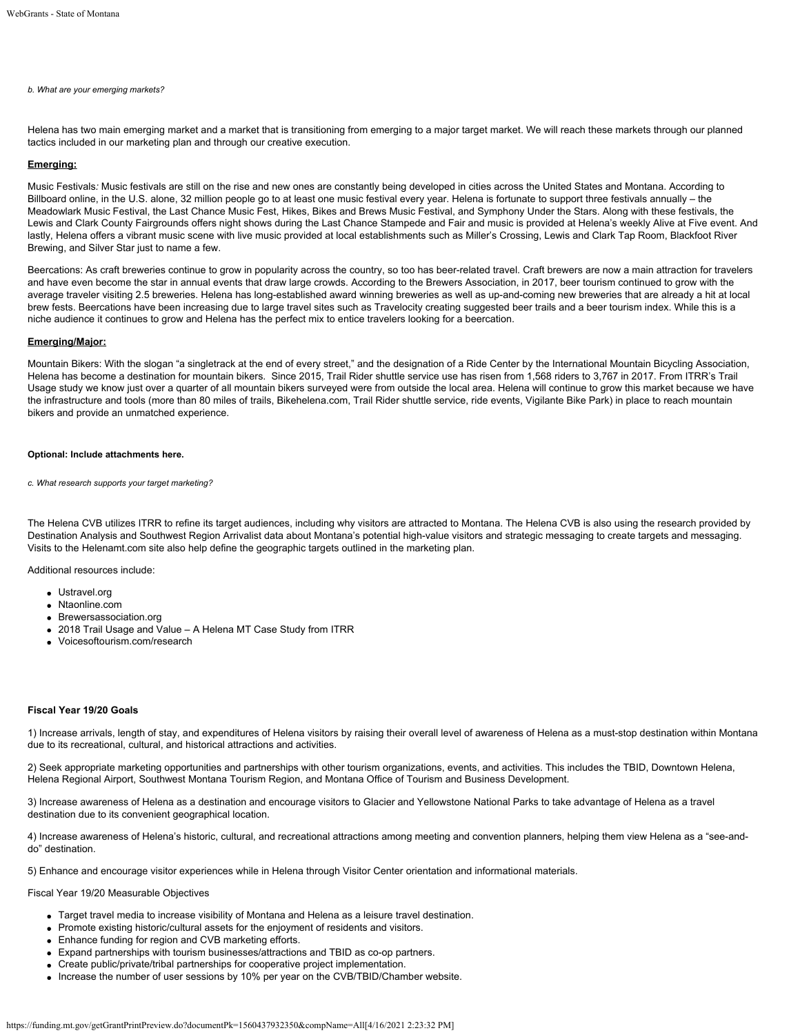*b. What are your emerging markets?*

Helena has two main emerging market and a market that is transitioning from emerging to a major target market. We will reach these markets through our planned tactics included in our marketing plan and through our creative execution.

**Emerging:**

Music Festivals*:* Music festivals are still on the rise and new ones are constantly being developed in cities across the United States and Montana. According to Billboard online, in the U.S. alone, 32 million people go to at least one music festival every year. Helena is fortunate to support three festivals annually – the Meadowlark Music Festival, the Last Chance Music Fest, Hikes, Bikes and Brews Music Festival, and Symphony Under the Stars. Along with these festivals, the Lewis and Clark County Fairgrounds offers night shows during the Last Chance Stampede and Fair and music is provided at Helena's weekly Alive at Five event. And lastly, Helena offers a vibrant music scene with live music provided at local establishments such as Miller's Crossing, Lewis and Clark Tap Room, Blackfoot River Brewing, and Silver Star just to name a few.

Beercations: As craft breweries continue to grow in popularity across the country, so too has beer-related travel. Craft brewers are now a main attraction for travelers and have even become the star in annual events that draw large crowds. According to the Brewers Association, in 2017, beer tourism continued to grow with the average traveler visiting 2.5 breweries. Helena has long-established award winning breweries as well as up-and-coming new breweries that are already a hit at local brew fests. Beercations have been increasing due to large travel sites such as Travelocity creating suggested beer trails and a beer tourism index. While this is a niche audience it continues to grow and Helena has the perfect mix to entice travelers looking for a beercation.

**Emerging/Major:**

Mountain Bikers: With the slogan "a singletrack at the end of every street," and the designation of a Ride Center by the International Mountain Bicycling Association, Helena has become a destination for mountain bikers. Since 2015, Trail Rider shuttle service use has risen from 1,568 riders to 3,767 in 2017. From ITRR's Trail Usage study we know just over a quarter of all mountain bikers surveyed were from outside the local area. Helena will continue to grow this market because we have the infrastructure and tools (more than 80 miles of trails, Bikehelena.com, Trail Rider shuttle service, ride events, Vigilante Bike Park) in place to reach mountain bikers and provide an unmatched experience.

**Optional: Include attachments here.**

*c. What research supports your target marketing?*

The Helena CVB utilizes ITRR to refine its target audiences, including why visitors are attracted to Montana. The Helena CVB is also using the research provided by Destination Analysis and Southwest Region Arrivalist data about Montana's potential high-value visitors and strategic messaging to create targets and messaging. Visits to the Helenamt.com site also help define the geographic targets outlined in the marketing plan.

Additional resources include:

- Ustravel.org
- Ntaonline.com
- Brewersassociation.org
- 2018 Trail Usage and Value – A Helena MT Case Study from ITRR
- Voicesoftourism.com/research

**Fiscal Year 19/20 Goals**

1) Increase arrivals, length of stay, and expenditures of Helena visitors by raising their overall level of awareness of Helena as a must-stop destination within Montana due to its recreational, cultural, and historical attractions and activities.

2) Seek appropriate marketing opportunities and partnerships with other tourism organizations, events, and activities. This includes the TBID, Downtown Helena, Helena Regional Airport, Southwest Montana Tourism Region, and Montana Office of Tourism and Business Development.

3) Increase awareness of Helena as a destination and encourage visitors to Glacier and Yellowstone National Parks to take advantage of Helena as a travel destination due to its convenient geographical location.

4) Increase awareness of Helena's historic, cultural, and recreational attractions among meeting and convention planners, helping them view Helena as a "see-and-do" destination.

5) Enhance and encourage visitor experiences while in Helena through Visitor Center orientation and informational materials.

Fiscal Year 19/20 Measurable Objectives

- Target travel media to increase visibility of Montana and Helena as a leisure travel destination.
- Promote existing historic/cultural assets for the enjoyment of residents and visitors.
- Enhance funding for region and CVB marketing efforts.
- Expand partnerships with tourism businesses/attractions and TBID as co-op partners.
- Create public/private/tribal partnerships for cooperative project implementation.
- Increase the number of user sessions by 10% per year on the CVB/TBID/Chamber website.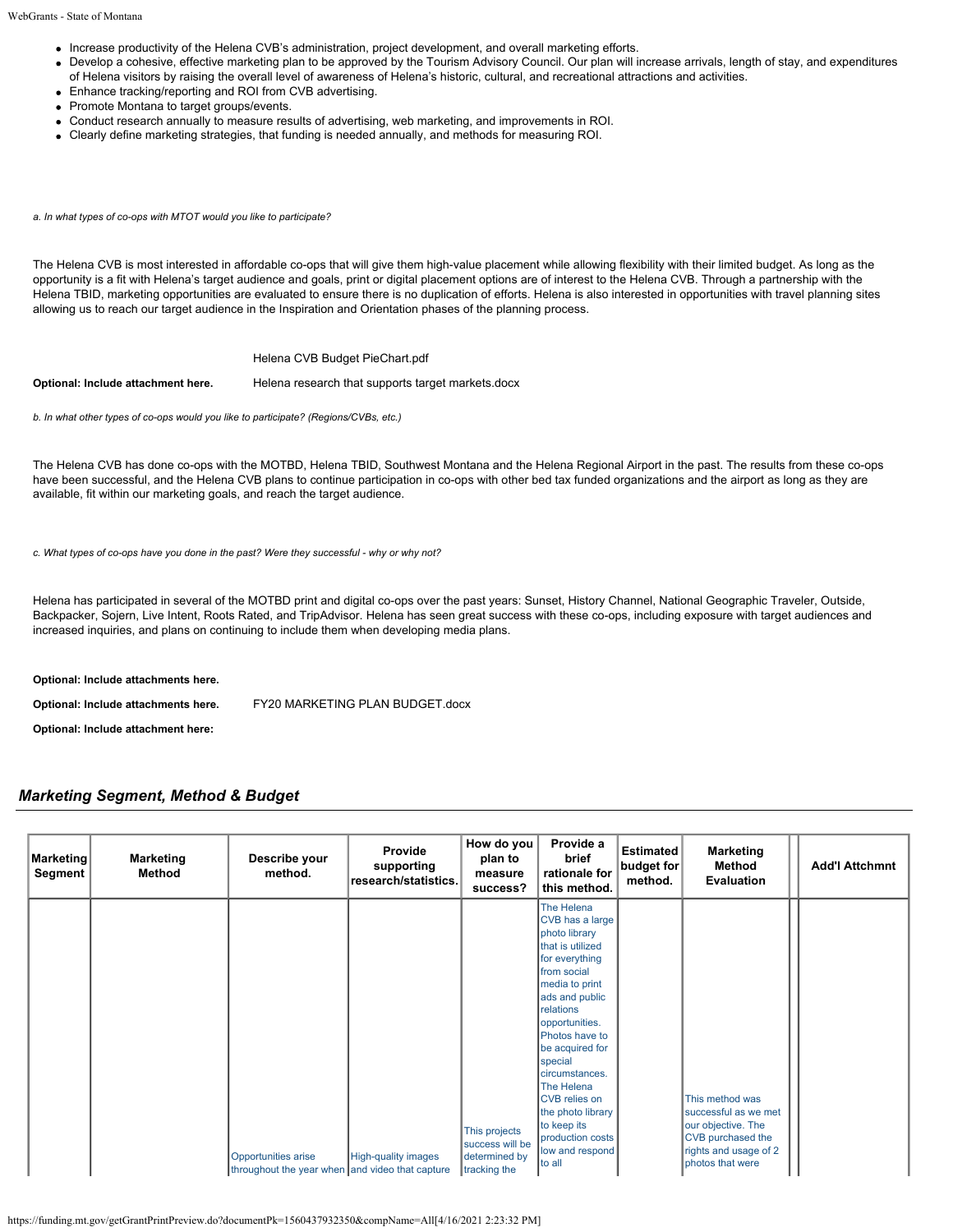- Increase productivity of the Helena CVB's administration, project development, and overall marketing efforts.
- Develop a cohesive, effective marketing plan to be approved by the Tourism Advisory Council. Our plan will increase arrivals, length of stay, and expenditures of Helena visitors by raising the overall level of awareness of Helena's historic, cultural, and recreational attractions and activities.
- Enhance tracking/reporting and ROI from CVB advertising.
- Promote Montana to target groups/events.
- Conduct research annually to measure results of advertising, web marketing, and improvements in ROI.
- Clearly define marketing strategies, that funding is needed annually, and methods for measuring ROI.

*a. In what types of co-ops with MTOT would you like to participate?*

The Helena CVB is most interested in affordable co-ops that will give them high-value placement while allowing flexibility with their limited budget. As long as the opportunity is a fit with Helena's target audience and goals, print or digital placement options are of interest to the Helena CVB. Through a partnership with the Helena TBID, marketing opportunities are evaluated to ensure there is no duplication of efforts. Helena is also interested in opportunities with travel planning sites allowing us to reach our target audience in the Inspiration and Orientation phases of the planning process.

Helena CVB Budget PieChart.pdf

**Optional: Include attachment here.** Helena research that supports target markets.docx

*b. In what other types of co-ops would you like to participate? (Regions/CVBs, etc.)*

The Helena CVB has done co-ops with the MOTBD, Helena TBID, Southwest Montana and the Helena Regional Airport in the past. The results from these co-ops have been successful, and the Helena CVB plans to continue participation in co-ops with other bed tax funded organizations and the airport as long as they are available, fit within our marketing goals, and reach the target audience.

*c. What types of co-ops have you done in the past? Were they successful - why or why not?*

Helena has participated in several of the MOTBD print and digital co-ops over the past years: Sunset, History Channel, National Geographic Traveler, Outside, Backpacker, Sojern, Live Intent, Roots Rated, and TripAdvisor. Helena has seen great success with these co-ops, including exposure with target audiences and increased inquiries, and plans on continuing to include them when developing media plans.

**Optional: Include attachments here.**

**Optional: Include attachments here.** FY20 MARKETING PLAN BUDGET.docx

**Optional: Include attachment here:**

## *Marketing Segment, Method & Budget*

| Marketing Segment | Marketing Method | Describe your method. | Provide supporting research/statistics. | How do you plan to measure success? | Provide a brief rationale for this method. | Estimated budget for method. | Marketing Method Evaluation | | Add'l Attchmnt |
|---|---|---|---|---|---|---|---|---|---|
| | | Opportunities arise throughout the year when | High-quality images and video that capture | This projects success will be determined by tracking the | The Helena CVB has a large photo library that is utilized for everything from social media to print ads and public relations opportunities. Photos have to be acquired for special circumstances. The Helena CVB relies on the photo library to keep its production costs low and respond to all | | This method was successful as we met our objective. The CVB purchased the rights and usage of 2 photos that were | | |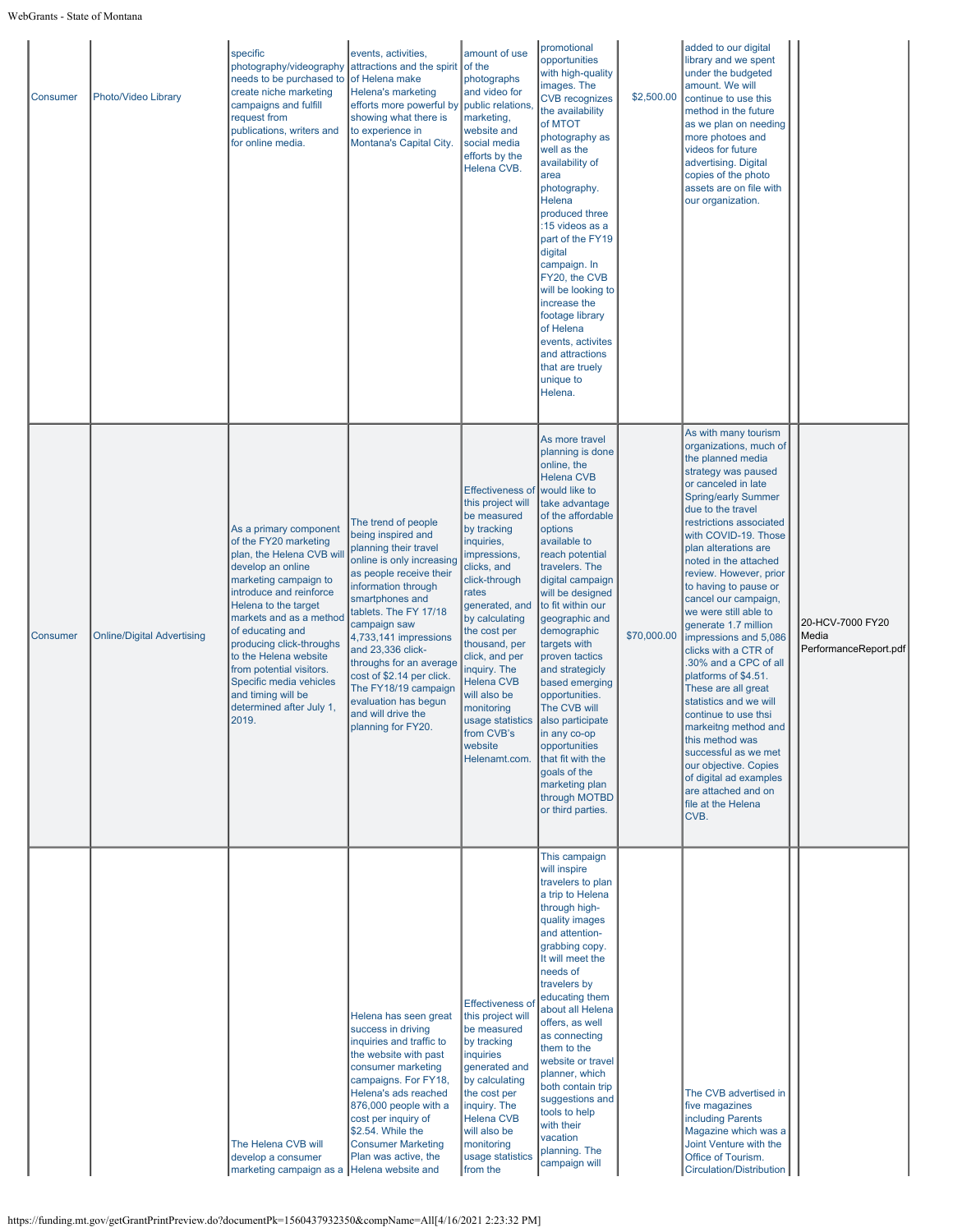| | | | | | | | | | |
|---|---|---|---|---|---|---|---|---|---|
| Consumer | Photo/Video Library | specific photography/videography needs to be purchased to create niche marketing campaigns and fulfill request from publications, writers and for online media. | events, activities, attractions and the spirit of Helena make Helena's marketing efforts more powerful by showing what there is to experience in Montana's Capital City. | amount of use of the photographs and video for public relations, marketing, website and social media efforts by the Helena CVB. | promotional opportunities with high-quality images. The CVB recognizes the availability of MTOT photography as well as the availability of area photography. Helena produced three :15 videos as a part of the FY19 digital campaign. In FY20, the CVB will be looking to increase the footage library of Helena events, activites and attractions that are truely unique to Helena. | $2,500.00 | added to our digital library and we spent under the budgeted amount. We will continue to use this method in the future as we plan on needing more photoes and videos for future advertising. Digital copies of the photo assets are on file with our organization. | | |
| Consumer | Online/Digital Advertising | As a primary component of the FY20 marketing plan, the Helena CVB will develop an online marketing campaign to introduce and reinforce Helena to the target markets and as a method of educating and producing click-throughs to the Helena website from potential visitors. Specific media vehicles and timing will be determined after July 1, 2019. | The trend of people being inspired and planning their travel online is only increasing as people receive their information through smartphones and tablets. The FY 17/18 campaign saw 4,733,141 impressions and 23,336 click-throughs for an average cost of $2.14 per click. The FY18/19 campaign evaluation has begun and will drive the planning for FY20. | Effectiveness of this project will be measured by tracking inquiries, impressions, clicks, and click-through rates generated, and by calculating the cost per thousand, per click, and per inquiry. The Helena CVB will also be monitoring usage statistics from CVB's website Helenamt.com. | As more travel planning is done online, the Helena CVB would like to take advantage of the affordable options available to reach potential travelers. The digital campaign will be designed to fit within our geographic and demographic targets with proven tactics and strategicly based emerging opportunities. The CVB will also participate in any co-op opportunities that fit with the goals of the marketing plan through MOTBD or third parties. | $70,000.00 | As with many tourism organizations, much of the planned media strategy was paused or canceled in late Spring/early Summer due to the travel restrictions associated with COVID-19. Those plan alterations are noted in the attached review. However, prior to having to pause or cancel our campaign, we were still able to generate 1.7 million impressions and 5,086 clicks with a CTR of .30% and a CPC of all platforms of $4.51. These are all great statistics and we will continue to use thsi markeitng method and this method was successful as we met our objective. Copies of digital ad examples are attached and on file at the Helena CVB. | | 20-HCV-7000 FY20 Media PerformanceReport.pdf |
| | | The Helena CVB will develop a consumer marketing campaign as a | Helena has seen great success in driving inquiries and traffic to the website with past consumer marketing campaigns. For FY18, Helena's ads reached 876,000 people with a cost per inquiry of $2.54. While the Consumer Marketing Plan was active, the Helena website and | Effectiveness of this project will be measured by tracking inquiries generated and by calculating the cost per inquiry. The Helena CVB will also be monitoring usage statistics from the | This campaign will inspire travelers to plan a trip to Helena through high-quality images and attention-grabbing copy. It will meet the needs of travelers by educating them about all Helena offers, as well as connecting them to the website or travel planner, which both contain trip suggestions and tools to help with their vacation planning. The campaign will | | The CVB advertised in five magazines including Parents Magazine which was a Joint Venture with the Office of Tourism. Circulation/Distribution | | |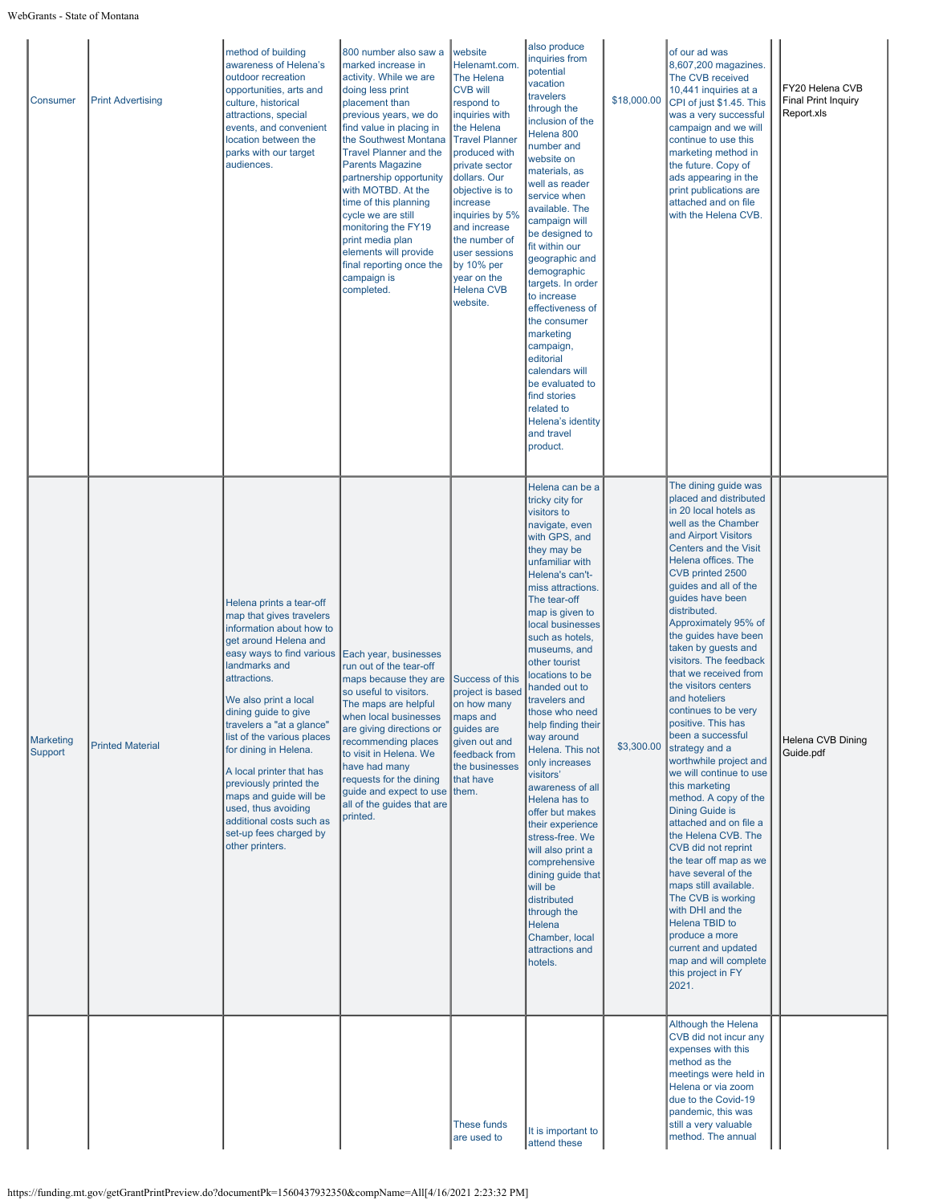| | | | | | | | | | |
|---|---|---|---|---|---|---|---|---|---|
| Consumer | Print Advertising | method of building awareness of Helena's outdoor recreation opportunities, arts and culture, historical attractions, special events, and convenient location between the parks with our target audiences. | 800 number also saw a marked increase in activity. While we are doing less print placement than previous years, we do find value in placing in the Southwest Montana Travel Planner and the Parents Magazine partnership opportunity with MOTBD. At the time of this planning cycle we are still monitoring the FY19 print media plan elements will provide final reporting once the campaign is completed. | website Helenamt.com. The Helena CVB will respond to inquiries with the Helena Travel Planner produced with private sector dollars. Our objective is to increase inquiries by 5% and increase the number of user sessions by 10% per year on the Helena CVB website. | also produce inquiries from potential vacation travelers through the inclusion of the Helena 800 number and website on materials, as well as reader service when available. The campaign will be designed to fit within our geographic and demographic targets. In order to increase effectiveness of the consumer marketing campaign, editorial calendars will be evaluated to find stories related to Helena's identity and travel product. | $18,000.00 | of our ad was 8,607,200 magazines. The CVB received 10,441 inquiries at a CPI of just $1.45. This was a very successful campaign and we will continue to use this marketing method in the future. Copy of ads appearing in the print publications are attached and on file with the Helena CVB. | | FY20 Helena CVB Final Print Inquiry Report.xls |
| Marketing Support | Printed Material | Helena prints a tear-off map that gives travelers information about how to get around Helena and easy ways to find various landmarks and attractions.<br><br>We also print a local dining guide to give travelers a "at a glance" list of the various places for dining in Helena.<br><br>A local printer that has previously printed the maps and guide will be used, thus avoiding additional costs such as set-up fees charged by other printers. | Each year, businesses run out of the tear-off maps because they are so useful to visitors. The maps are helpful when local businesses are giving directions or recommending places to visit in Helena. We have had many requests for the dining guide and expect to use all of the guides that are printed. | Success of this project is based on how many maps and guides are given out and feedback from the businesses that have them. | Helena can be a tricky city for visitors to navigate, even with GPS, and they may be unfamiliar with Helena's can't-miss attractions. The tear-off map is given to local businesses such as hotels, museums, and other tourist locations to be handed out to travelers and those who need help finding their way around Helena. This not only increases visitors' awareness of all Helena has to offer but makes their experience stress-free. We will also print a comprehensive dining guide that will be distributed through the Helena Chamber, local attractions and hotels. | $3,300.00 | The dining guide was placed and distributed in 20 local hotels as well as the Chamber and Airport Visitors Centers and the Visit Helena offices. The CVB printed 2500 guides and all of the guides have been distributed. Approximately 95% of the guides have been taken by guests and visitors. The feedback that we received from the visitors centers and hoteliers continues to be very positive. This has been a successful strategy and a worthwhile project and we will continue to use this marketing method. A copy of the Dining Guide is attached and on file a the Helena CVB. The CVB did not reprint the tear off map as we have several of the maps still available. The CVB is working with DHI and the Helena TBID to produce a more current and updated map and will complete this project in FY 2021. | | Helena CVB Dining Guide.pdf |
| | | | | These funds are used to | It is important to attend these | | Although the Helena CVB did not incur any expenses with this method as the meetings were held in Helena or via zoom due to the Covid-19 pandemic, this was still a very valuable method. The annual | | |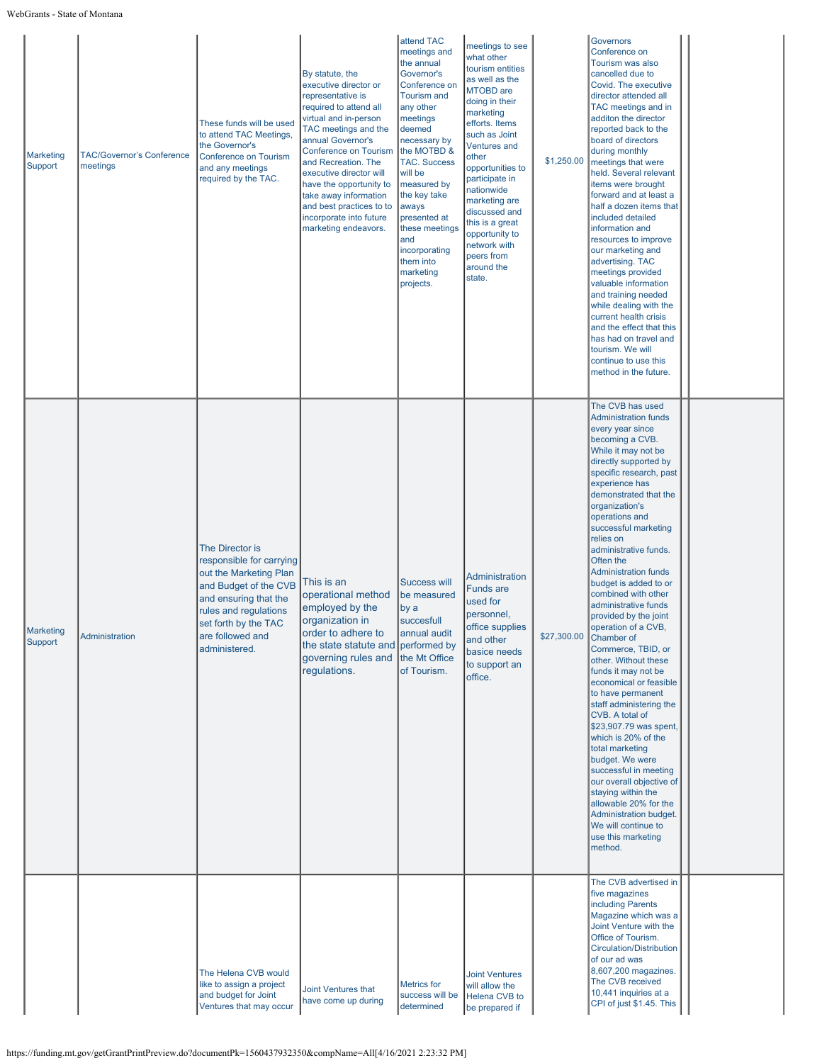| Marketing Support | TAC/Governor's Conference meetings | These funds will be used to attend TAC Meetings, the Governor's Conference on Tourism and any meetings required by the TAC. | By statute, the executive director or representative is required to attend all virtual and in-person TAC meetings and the annual Governor's Conference on Tourism and Recreation. The executive director will have the opportunity to take away information and best practices to to incorporate into future marketing endeavors. | attend TAC meetings and the annual Governor's Conference on Tourism and any other meetings deemed necessary by the MOTBD & TAC. Success will be measured by the key take aways presented at these meetings and incorporating them into marketing projects. | meetings to see what other tourism entities as well as the MTOBD are doing in their marketing efforts. Items such as Joint Ventures and other opportunities to participate in nationwide marketing are discussed and this is a great opportunity to network with peers from around the state. | $1,250.00 | Governors Conference on Tourism was also cancelled due to Covid. The executive director attended all TAC meetings and in additon the director reported back to the board of directors during monthly meetings that were held. Several relevant items were brought forward and at least a half a dozen items that included detailed information and resources to improve our marketing and advertising. TAC meetings provided valuable information and training needed while dealing with the current health crisis and the effect that this has had on travel and tourism. We will continue to use this method in the future. | | |
|---|---|---|---|---|---|---|---|---|---|
| Marketing Support | Administration | The Director is responsible for carrying out the Marketing Plan and Budget of the CVB and ensuring that the rules and regulations set forth by the TAC are followed and administered. | This is an operational method employed by the organization in order to adhere to the state statute and governing rules and regulations. | Success will be measured by a succesfull annual audit performed by the Mt Office of Tourism. | Administration Funds are used for personnel, office supplies and other basice needs to support an office. | $27,300.00 | The CVB has used Administration funds every year since becoming a CVB. While it may not be directly supported by specific research, past experience has demonstrated that the organization's operations and successful marketing relies on administrative funds. Often the Administration funds budget is added to or combined with other administrative funds provided by the joint operation of a CVB, Chamber of Commerce, TBID, or other. Without these funds it may not be economical or feasible to have permanent staff administering the CVB. A total of $23,907.79 was spent, which is 20% of the total marketing budget. We were successful in meeting our overall objective of staying within the allowable 20% for the Administration budget. We will continue to use this marketing method. | | |
| | | The Helena CVB would like to assign a project and budget for Joint Ventures that may occur | Joint Ventures that have come up during | Metrics for success will be determined | Joint Ventures will allow the Helena CVB to be prepared if | | The CVB advertised in five magazines including Parents Magazine which was a Joint Venture with the Office of Tourism. Circulation/Distribution of our ad was 8,607,200 magazines. The CVB received 10,441 inquiries at a CPI of just $1.45. This | | |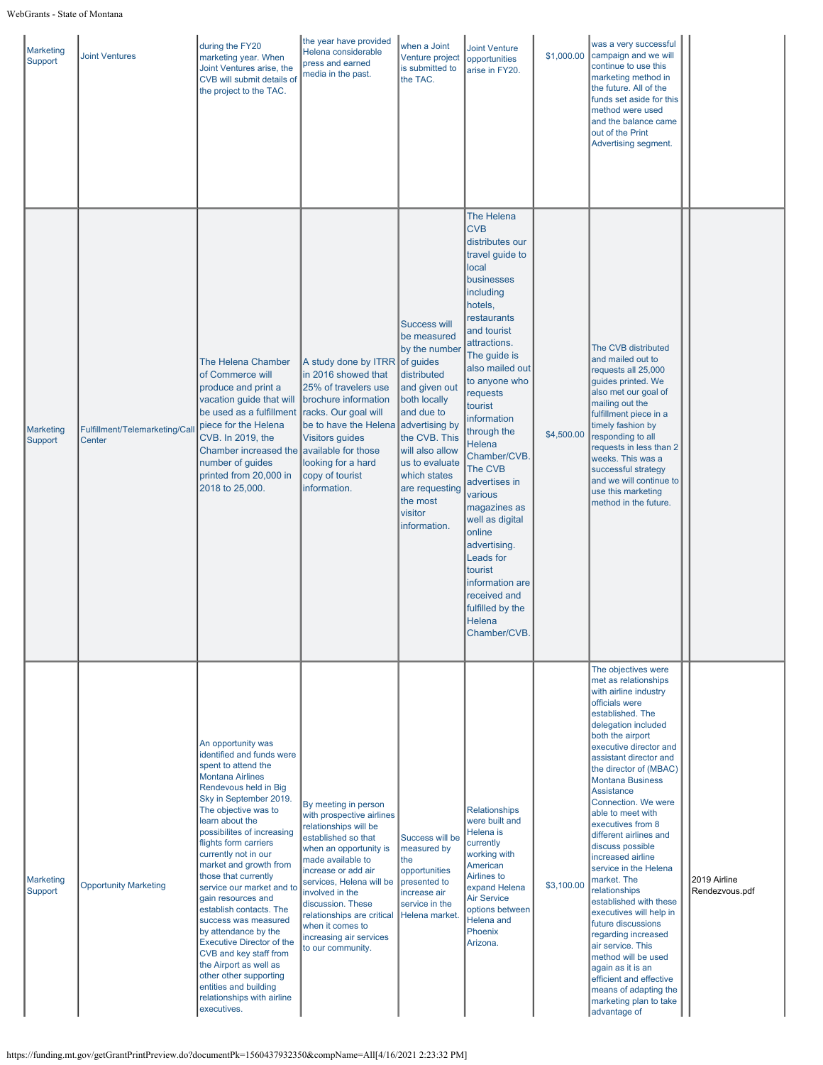| Marketing Support | Joint Ventures | during the FY20 marketing year. When Joint Ventures arise, the CVB will submit details of the project to the TAC. | the year have provided Helena considerable press and earned media in the past. | when a Joint Venture project is submitted to the TAC. | Joint Venture opportunities arise in FY20. | $1,000.00 | was a very successful campaign and we will continue to use this marketing method in the future. All of the funds set aside for this method were used and the balance came out of the Print Advertising segment. | | |
|---|---|---|---|---|---|---|---|---|---|
| Marketing Support | Fulfillment/Telemarketing/Call Center | The Helena Chamber of Commerce will produce and print a vacation guide that will be used as a fulfillment piece for the Helena CVB. In 2019, the Chamber increased the number of guides printed from 20,000 in 2018 to 25,000. | A study done by ITRR in 2016 showed that 25% of travelers use brochure information racks. Our goal will be to have the Helena Visitors guides available for those looking for a hard copy of tourist information. | Success will be measured by the number of guides distributed and given out both locally and due to advertising by the CVB. This will also allow us to evaluate which states are requesting the most visitor information. | The Helena CVB distributes our travel guide to local businesses including hotels, restaurants and tourist attractions. The guide is also mailed out to anyone who requests tourist information through the Helena Chamber/CVB. The CVB advertises in various magazines as well as digital online advertising. Leads for tourist information are received and fulfilled by the Helena Chamber/CVB. | $4,500.00 | The CVB distributed and mailed out to requests all 25,000 guides printed. We also met our goal of mailing out the fulfillment piece in a timely fashion by responding to all requests in less than 2 weeks. This was a successful strategy and we will continue to use this marketing method in the future. | | |
| Marketing Support | Opportunity Marketing | An opportunity was identified and funds were spent to attend the Montana Airlines Rendevous held in Big Sky in September 2019. The objective was to learn about the possibilites of increasing flights form carriers currently not in our market and growth from those that currently service our market and to gain resources and establish contacts. The success was measured by attendance by the Executive Director of the CVB and key staff from the Airport as well as other other supporting entities and building relationships with airline executives. | By meeting in person with prospective airlines relationships will be established so that when an opportunity is made available to increase or add air services, Helena will be involved in the discussion. These relationships are critical when it comes to increasing air services to our community. | Success will be measured by the opportunities presented to increase air service in the Helena market. | Relationships were built and Helena is currently working with American Airlines to expand Helena Air Service options between Helena and Phoenix Arizona. | $3,100.00 | The objectives were met as relationships with airline industry officials were established. The delegation included both the airport executive director and assistant director and the director of (MBAC) Montana Business Assistance Connection. We were able to meet with executives from 8 different airlines and discuss possible increased airline service in the Helena market. The relationships established with these executives will help in future discussions regarding increased air service. This method will be used again as it is an efficient and effective means of adapting the marketing plan to take advantage of | | 2019 Airline Rendezvous.pdf |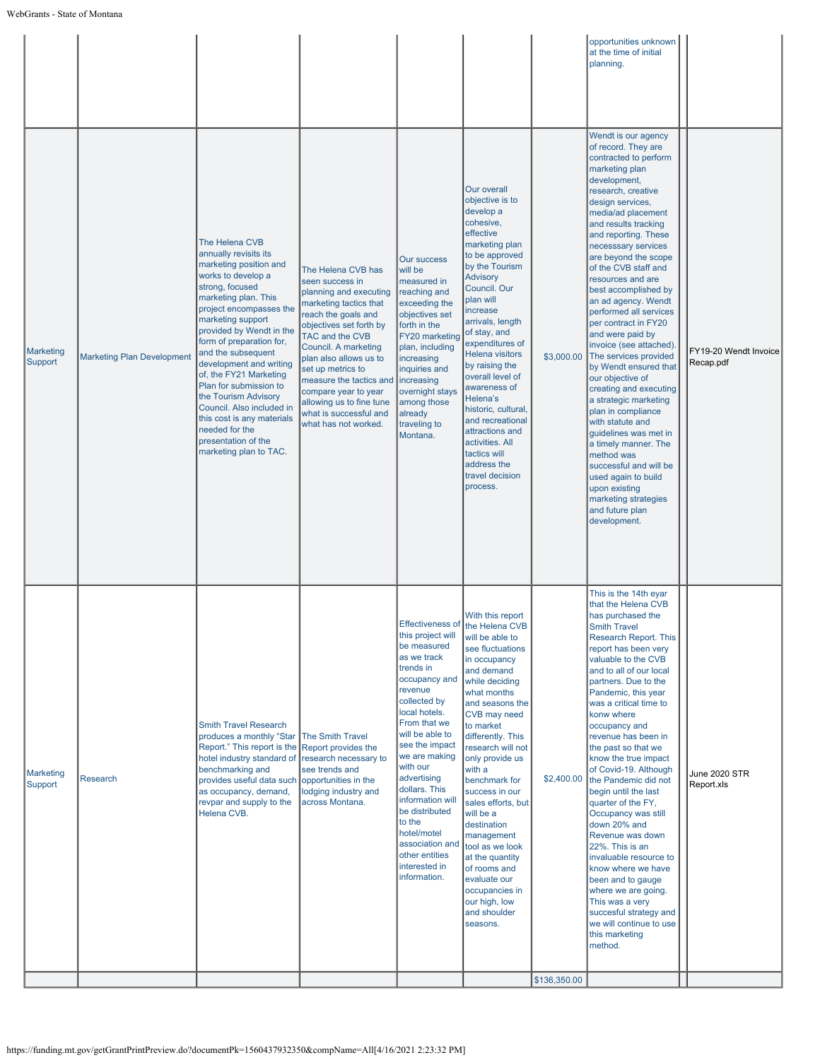| | | | | | | | opportunities unknown at the time of initial planning. | | |
|---|---|---|---|---|---|---|---|---|---|
| Marketing Support | Marketing Plan Development | The Helena CVB annually revisits its marketing position and works to develop a strong, focused marketing plan. This project encompasses the marketing support provided by Wendt in the form of preparation for, and the subsequent development and writing of, the FY21 Marketing Plan for submission to the Tourism Advisory Council. Also included in this cost is any materials needed for the presentation of the marketing plan to TAC. | The Helena CVB has seen success in planning and executing marketing tactics that reach the goals and objectives set forth by TAC and the CVB Council. A marketing plan also allows us to set up metrics to measure the tactics and compare year to year allowing us to fine tune what is successful and what has not worked. | Our success will be measured in reaching and exceeding the objectives set forth in the FY20 marketing plan, including increasing inquiries and increasing overnight stays among those already traveling to Montana. | Our overall objective is to develop a cohesive, effective marketing plan to be approved by the Tourism Advisory Council. Our plan will increase arrivals, length of stay, and expenditures of Helena visitors by raising the overall level of awareness of Helena's historic, cultural, and recreational attractions and activities. All tactics will address the travel decision process. | $3,000.00 | Wendt is our agency of record. They are contracted to perform marketing plan development, research, creative design services, media/ad placement and results tracking and reporting. These necesssary services are beyond the scope of the CVB staff and resources and are best accomplished by an ad agency. Wendt performed all services per contract in FY20 and were paid by invoice (see attached). The services provided by Wendt ensured that our objective of creating and executing a strategic marketing plan in compliance with statute and guidelines was met in a timely manner. The method was successful and will be used again to build upon existing marketing strategies and future plan development. | | FY19-20 Wendt Invoice Recap.pdf |
| Marketing Support | Research | Smith Travel Research produces a monthly "Star Report." This report is the hotel industry standard of benchmarking and provides useful data such as occupancy, demand, revpar and supply to the Helena CVB. | The Smith Travel Report provides the research necessary to see trends and opportunities in the lodging industry and across Montana. | Effectiveness of this project will be measured as we track trends in occupancy and revenue collected by local hotels. From that we will be able to see the impact we are making with our advertising dollars. This information will be distributed to the hotel/motel association and other entities interested in information. | With this report the Helena CVB will be able to see fluctuations in occupancy and demand while deciding what months and seasons the CVB may need to market differently. This research will not only provide us with a benchmark for success in our sales efforts, but will be a destination management tool as we look at the quantity of rooms and evaluate our occupancies in our high, low and shoulder seasons. | $2,400.00 | This is the 14th eyar that the Helena CVB has purchased the Smith Travel Research Report. This report has been very valuable to the CVB and to all of our local partners. Due to the Pandemic, this year was a critical time to konw where occupancy and revenue has been in the past so that we know the true impact of Covid-19. Although the Pandemic did not begin until the last quarter of the FY, Occupancy was still down 20% and Revenue was down 22%. This is an invaluable resource to know where we have been and to gauge where we are going. This was a very succesful strategy and we will continue to use this marketing method. | | June 2020 STR Report.xls |
| | | | | | | $136,350.00 | | | |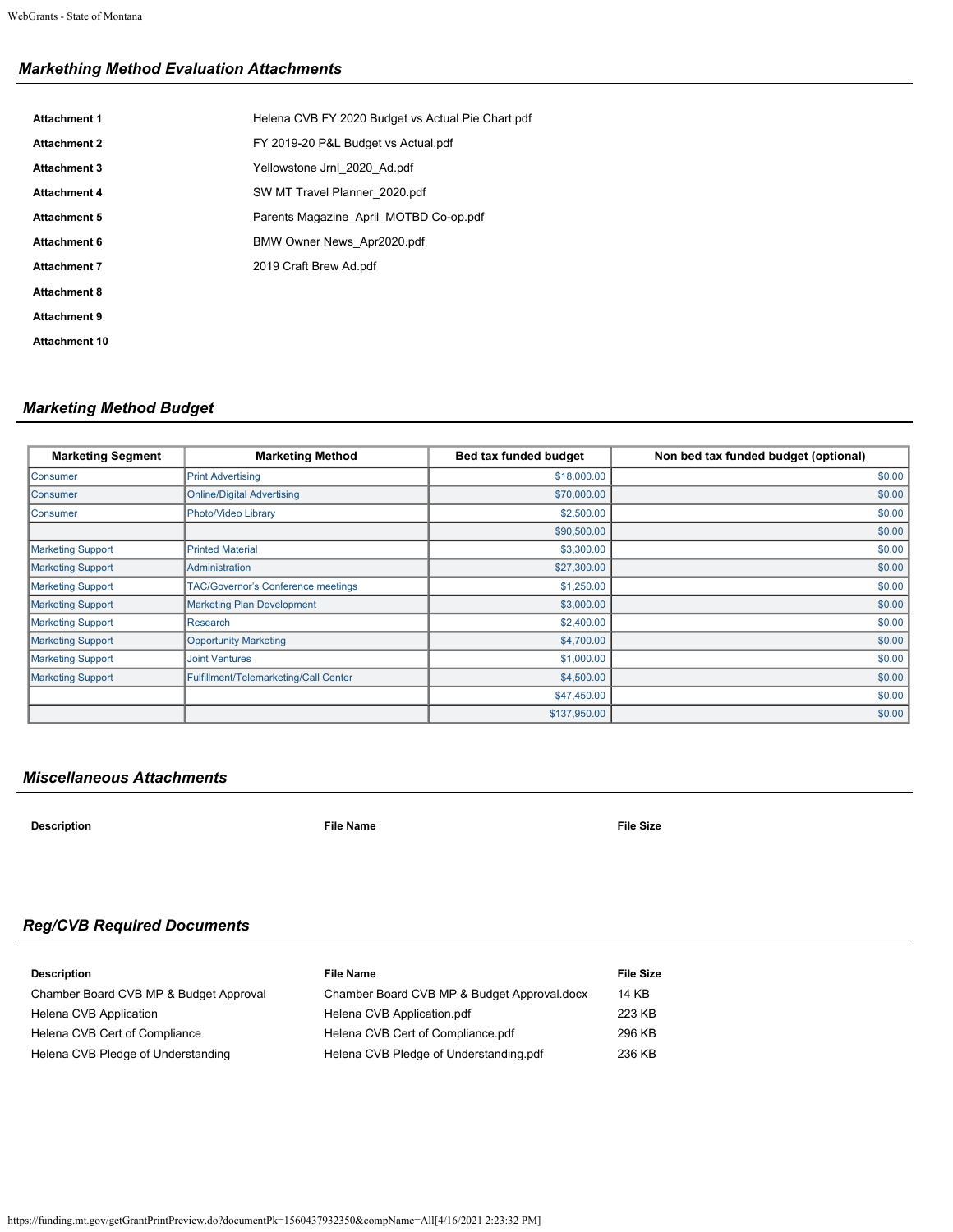### *Markething Method Evaluation Attachments*

| | |
|---|---|
| **Attachment 1** | Helena CVB FY 2020 Budget vs Actual Pie Chart.pdf |
| **Attachment 2** | FY 2019-20 P&L Budget vs Actual.pdf |
| **Attachment 3** | Yellowstone Jrnl_2020_Ad.pdf |
| **Attachment 4** | SW MT Travel Planner_2020.pdf |
| **Attachment 5** | Parents Magazine_April_MOTBD Co-op.pdf |
| **Attachment 6** | BMW Owner News_Apr2020.pdf |
| **Attachment 7** | 2019 Craft Brew Ad.pdf |
| **Attachment 8** | |
| **Attachment 9** | |
| **Attachment 10** | |

### *Marketing Method Budget*

| Marketing Segment | Marketing Method | Bed tax funded budget | Non bed tax funded budget (optional) |
|---|---|---|---|
| Consumer | Print Advertising | $18,000.00 | $0.00 |
| Consumer | Online/Digital Advertising | $70,000.00 | $0.00 |
| Consumer | Photo/Video Library | $2,500.00 | $0.00 |
| | | $90,500.00 | $0.00 |
| Marketing Support | Printed Material | $3,300.00 | $0.00 |
| Marketing Support | Administration | $27,300.00 | $0.00 |
| Marketing Support | TAC/Governor's Conference meetings | $1,250.00 | $0.00 |
| Marketing Support | Marketing Plan Development | $3,000.00 | $0.00 |
| Marketing Support | Research | $2,400.00 | $0.00 |
| Marketing Support | Opportunity Marketing | $4,700.00 | $0.00 |
| Marketing Support | Joint Ventures | $1,000.00 | $0.00 |
| Marketing Support | Fulfillment/Telemarketing/Call Center | $4,500.00 | $0.00 |
| | | $47,450.00 | $0.00 |
| | | $137,950.00 | $0.00 |

### *Miscellaneous Attachments*

| Description | File Name | File Size |
|---|---|---|

### *Reg/CVB Required Documents*

| Description | File Name | File Size |
|---|---|---|
| Chamber Board CVB MP & Budget Approval | Chamber Board CVB MP & Budget Approval.docx | 14 KB |
| Helena CVB Application | Helena CVB Application.pdf | 223 KB |
| Helena CVB Cert of Compliance | Helena CVB Cert of Compliance.pdf | 296 KB |
| Helena CVB Pledge of Understanding | Helena CVB Pledge of Understanding.pdf | 236 KB |